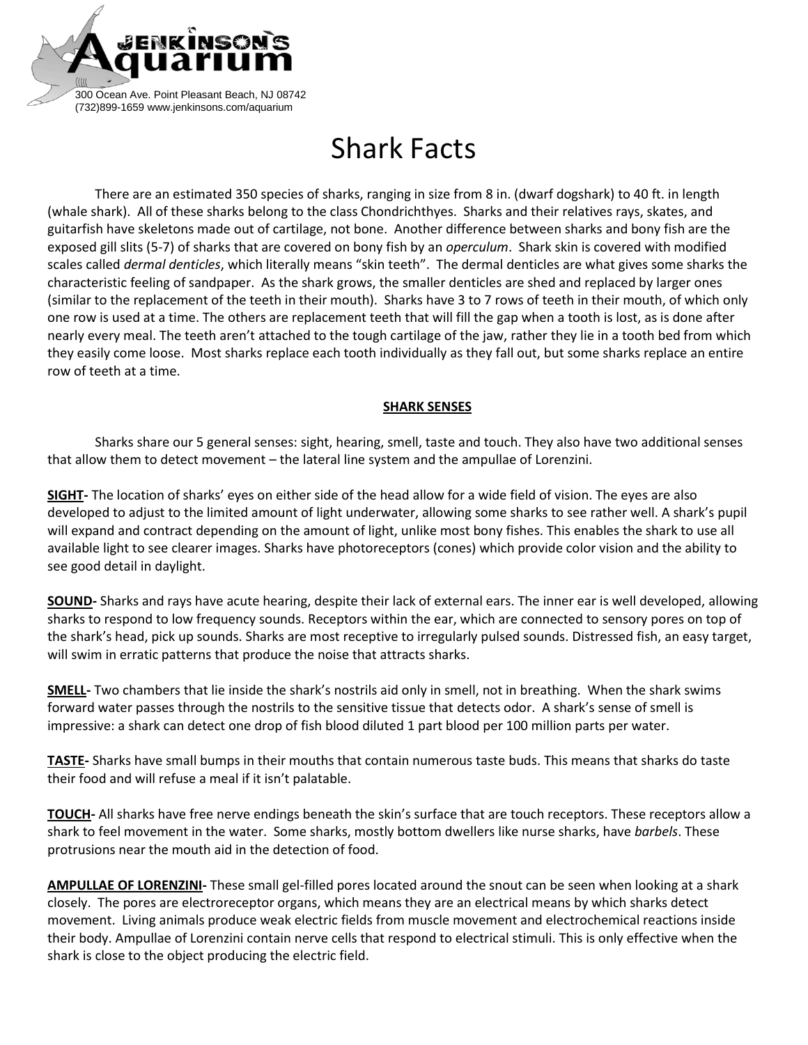Jenkinson's Aquarium
300 Ocean Ave. Point Pleasant Beach, NJ 08742
(732)899-1659 www.jenkinsons.com/aquarium

# Shark Facts

There are an estimated 350 species of sharks, ranging in size from 8 in. (dwarf dogshark) to 40 ft. in length (whale shark). All of these sharks belong to the class Chondrichthyes. Sharks and their relatives rays, skates, and guitarfish have skeletons made out of cartilage, not bone. Another difference between sharks and bony fish are the exposed gill slits (5-7) of sharks that are covered on bony fish by an *operculum*. Shark skin is covered with modified scales called *dermal denticles*, which literally means "skin teeth". The dermal denticles are what gives some sharks the characteristic feeling of sandpaper. As the shark grows, the smaller denticles are shed and replaced by larger ones (similar to the replacement of the teeth in their mouth). Sharks have 3 to 7 rows of teeth in their mouth, of which only one row is used at a time. The others are replacement teeth that will fill the gap when a tooth is lost, as is done after nearly every meal. The teeth aren't attached to the tough cartilage of the jaw, rather they lie in a tooth bed from which they easily come loose. Most sharks replace each tooth individually as they fall out, but some sharks replace an entire row of teeth at a time.

## SHARK SENSES

Sharks share our 5 general senses: sight, hearing, smell, taste and touch. They also have two additional senses that allow them to detect movement – the lateral line system and the ampullae of Lorenzini.

**SIGHT-** The location of sharks' eyes on either side of the head allow for a wide field of vision. The eyes are also developed to adjust to the limited amount of light underwater, allowing some sharks to see rather well. A shark's pupil will expand and contract depending on the amount of light, unlike most bony fishes. This enables the shark to use all available light to see clearer images. Sharks have photoreceptors (cones) which provide color vision and the ability to see good detail in daylight.

**SOUND-** Sharks and rays have acute hearing, despite their lack of external ears. The inner ear is well developed, allowing sharks to respond to low frequency sounds. Receptors within the ear, which are connected to sensory pores on top of the shark's head, pick up sounds. Sharks are most receptive to irregularly pulsed sounds. Distressed fish, an easy target, will swim in erratic patterns that produce the noise that attracts sharks.

**SMELL-** Two chambers that lie inside the shark's nostrils aid only in smell, not in breathing. When the shark swims forward water passes through the nostrils to the sensitive tissue that detects odor. A shark's sense of smell is impressive: a shark can detect one drop of fish blood diluted 1 part blood per 100 million parts per water.

**TASTE-** Sharks have small bumps in their mouths that contain numerous taste buds. This means that sharks do taste their food and will refuse a meal if it isn't palatable.

**TOUCH-** All sharks have free nerve endings beneath the skin's surface that are touch receptors. These receptors allow a shark to feel movement in the water. Some sharks, mostly bottom dwellers like nurse sharks, have *barbels*. These protrusions near the mouth aid in the detection of food.

**AMPULLAE OF LORENZINI-** These small gel-filled pores located around the snout can be seen when looking at a shark closely. The pores are electroreceptor organs, which means they are an electrical means by which sharks detect movement. Living animals produce weak electric fields from muscle movement and electrochemical reactions inside their body. Ampullae of Lorenzini contain nerve cells that respond to electrical stimuli. This is only effective when the shark is close to the object producing the electric field.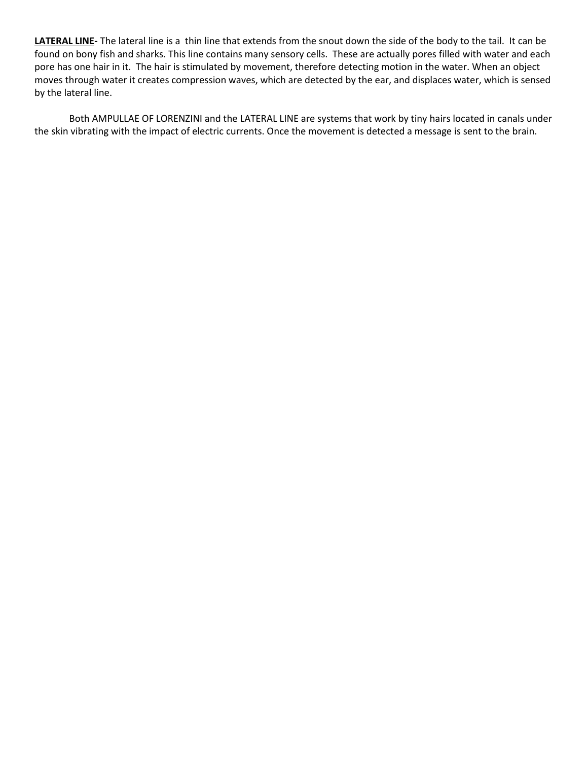**<u>LATERAL LINE</u>-** The lateral line is a thin line that extends from the snout down the side of the body to the tail. It can be found on bony fish and sharks. This line contains many sensory cells. These are actually pores filled with water and each pore has one hair in it. The hair is stimulated by movement, therefore detecting motion in the water. When an object moves through water it creates compression waves, which are detected by the ear, and displaces water, which is sensed by the lateral line.

Both AMPULLAE OF LORENZINI and the LATERAL LINE are systems that work by tiny hairs located in canals under the skin vibrating with the impact of electric currents. Once the movement is detected a message is sent to the brain.